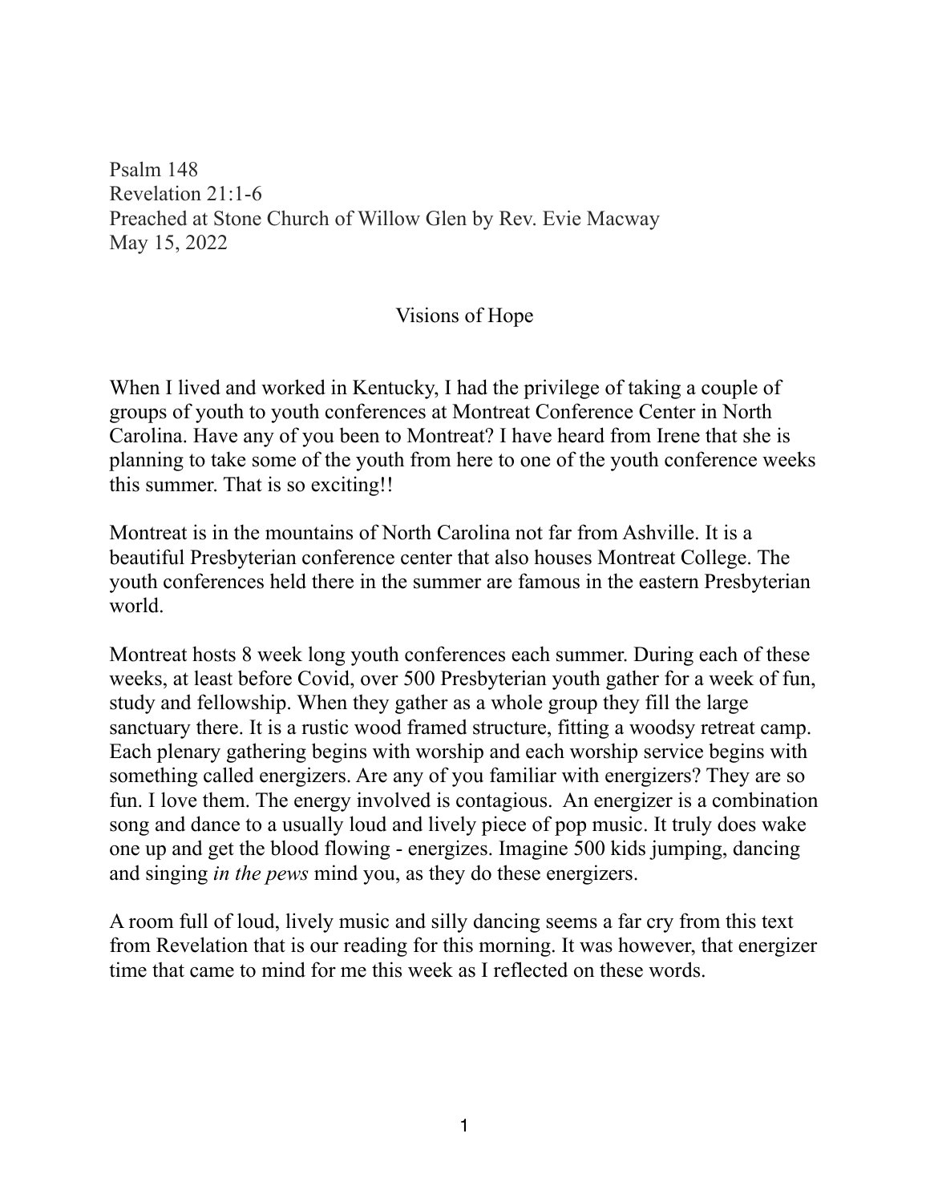Psalm 148
Revelation 21:1-6
Preached at Stone Church of Willow Glen by Rev. Evie Macway
May 15, 2022

## Visions of Hope

When I lived and worked in Kentucky, I had the privilege of taking a couple of groups of youth to youth conferences at Montreat Conference Center in North Carolina. Have any of you been to Montreat? I have heard from Irene that she is planning to take some of the youth from here to one of the youth conference weeks this summer. That is so exciting!!

Montreat is in the mountains of North Carolina not far from Ashville. It is a beautiful Presbyterian conference center that also houses Montreat College. The youth conferences held there in the summer are famous in the eastern Presbyterian world.

Montreat hosts 8 week long youth conferences each summer. During each of these weeks, at least before Covid, over 500 Presbyterian youth gather for a week of fun, study and fellowship. When they gather as a whole group they fill the large sanctuary there. It is a rustic wood framed structure, fitting a woodsy retreat camp. Each plenary gathering begins with worship and each worship service begins with something called energizers. Are any of you familiar with energizers? They are so fun. I love them. The energy involved is contagious. An energizer is a combination song and dance to a usually loud and lively piece of pop music. It truly does wake one up and get the blood flowing - energizes. Imagine 500 kids jumping, dancing and singing *in the pews* mind you, as they do these energizers.

A room full of loud, lively music and silly dancing seems a far cry from this text from Revelation that is our reading for this morning. It was however, that energizer time that came to mind for me this week as I reflected on these words.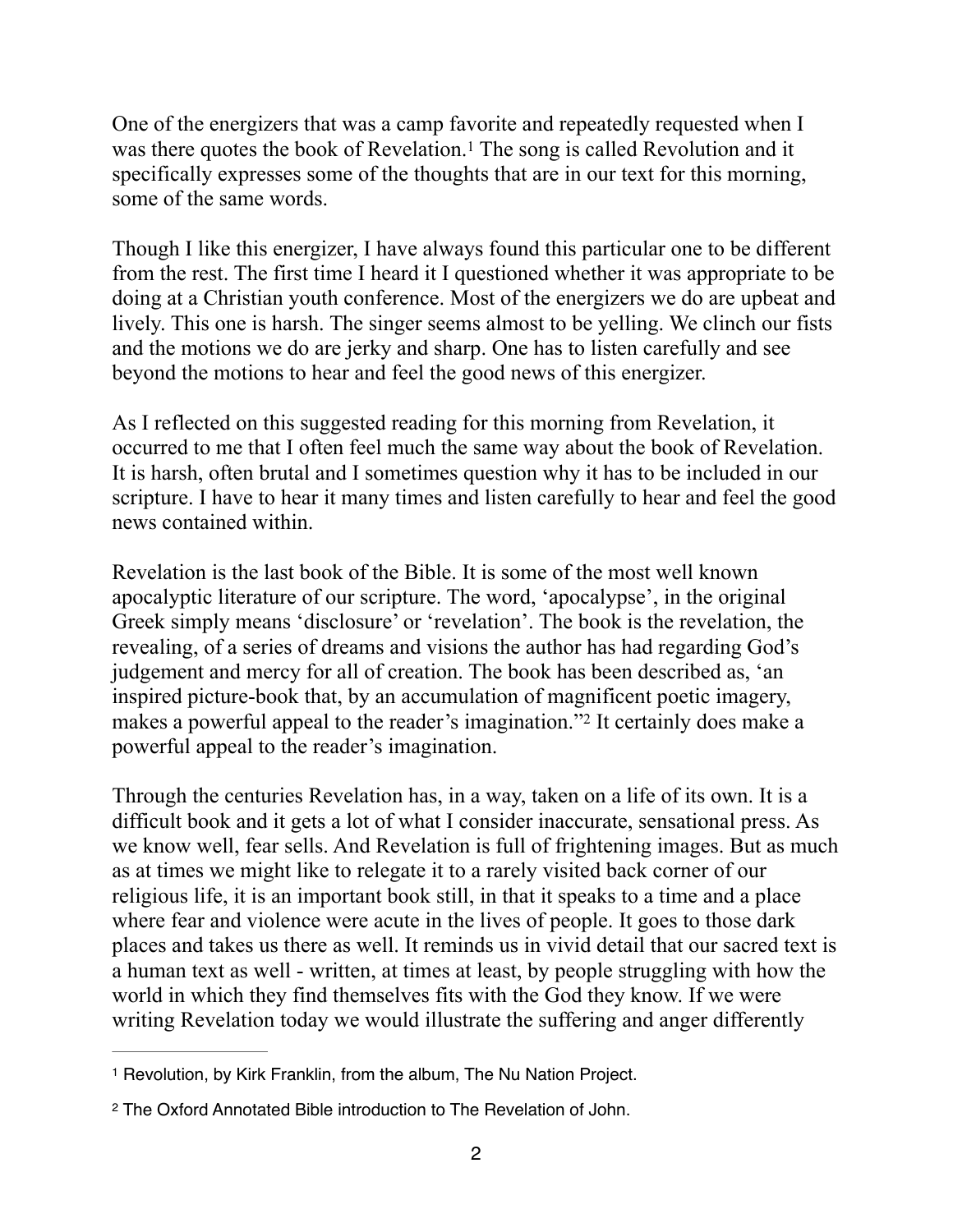One of the energizers that was a camp favorite and repeatedly requested when I was there quotes the book of Revelation.[1] The song is called Revolution and it specifically expresses some of the thoughts that are in our text for this morning, some of the same words.

Though I like this energizer, I have always found this particular one to be different from the rest. The first time I heard it I questioned whether it was appropriate to be doing at a Christian youth conference. Most of the energizers we do are upbeat and lively. This one is harsh. The singer seems almost to be yelling. We clinch our fists and the motions we do are jerky and sharp. One has to listen carefully and see beyond the motions to hear and feel the good news of this energizer.

As I reflected on this suggested reading for this morning from Revelation, it occurred to me that I often feel much the same way about the book of Revelation. It is harsh, often brutal and I sometimes question why it has to be included in our scripture. I have to hear it many times and listen carefully to hear and feel the good news contained within.

Revelation is the last book of the Bible. It is some of the most well known apocalyptic literature of our scripture. The word, 'apocalypse', in the original Greek simply means 'disclosure' or 'revelation'. The book is the revelation, the revealing, of a series of dreams and visions the author has had regarding God's judgement and mercy for all of creation. The book has been described as, 'an inspired picture-book that, by an accumulation of magnificent poetic imagery, makes a powerful appeal to the reader's imagination."[2] It certainly does make a powerful appeal to the reader's imagination.

Through the centuries Revelation has, in a way, taken on a life of its own. It is a difficult book and it gets a lot of what I consider inaccurate, sensational press. As we know well, fear sells. And Revelation is full of frightening images. But as much as at times we might like to relegate it to a rarely visited back corner of our religious life, it is an important book still, in that it speaks to a time and a place where fear and violence were acute in the lives of people. It goes to those dark places and takes us there as well. It reminds us in vivid detail that our sacred text is a human text as well - written, at times at least, by people struggling with how the world in which they find themselves fits with the God they know. If we were writing Revelation today we would illustrate the suffering and anger differently

---

[1] Revolution, by Kirk Franklin, from the album, The Nu Nation Project.

[2] The Oxford Annotated Bible introduction to The Revelation of John.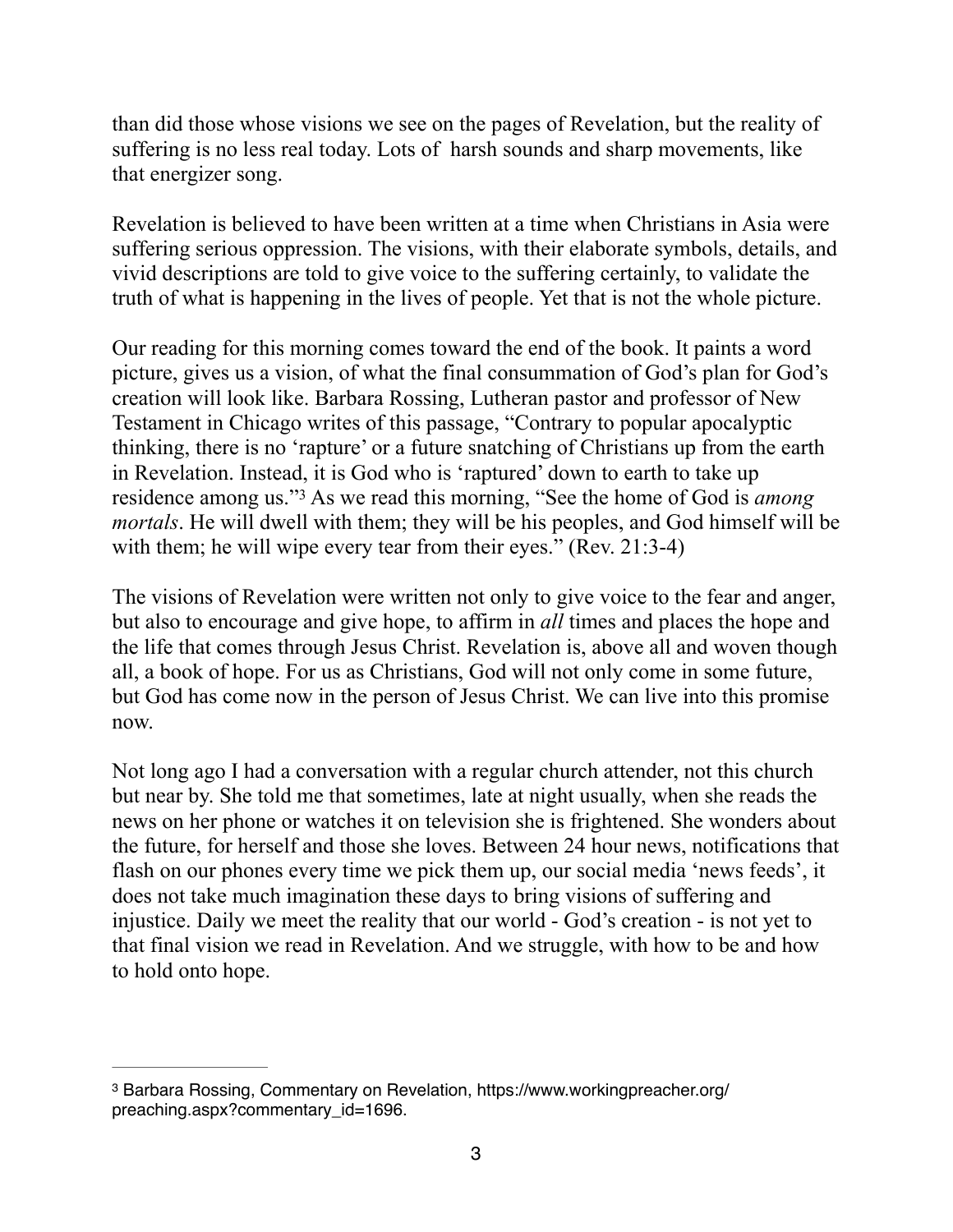than did those whose visions we see on the pages of Revelation, but the reality of suffering is no less real today. Lots of harsh sounds and sharp movements, like that energizer song.

Revelation is believed to have been written at a time when Christians in Asia were suffering serious oppression. The visions, with their elaborate symbols, details, and vivid descriptions are told to give voice to the suffering certainly, to validate the truth of what is happening in the lives of people. Yet that is not the whole picture.

Our reading for this morning comes toward the end of the book. It paints a word picture, gives us a vision, of what the final consummation of God's plan for God's creation will look like. Barbara Rossing, Lutheran pastor and professor of New Testament in Chicago writes of this passage, "Contrary to popular apocalyptic thinking, there is no 'rapture' or a future snatching of Christians up from the earth in Revelation. Instead, it is God who is 'raptured' down to earth to take up residence among us."[3] As we read this morning, "See the home of God is *among mortals*. He will dwell with them; they will be his peoples, and God himself will be with them; he will wipe every tear from their eyes." (Rev. 21:3-4)

The visions of Revelation were written not only to give voice to the fear and anger, but also to encourage and give hope, to affirm in *all* times and places the hope and the life that comes through Jesus Christ. Revelation is, above all and woven though all, a book of hope. For us as Christians, God will not only come in some future, but God has come now in the person of Jesus Christ. We can live into this promise now.

Not long ago I had a conversation with a regular church attender, not this church but near by. She told me that sometimes, late at night usually, when she reads the news on her phone or watches it on television she is frightened. She wonders about the future, for herself and those she loves. Between 24 hour news, notifications that flash on our phones every time we pick them up, our social media 'news feeds', it does not take much imagination these days to bring visions of suffering and injustice. Daily we meet the reality that our world - God's creation - is not yet to that final vision we read in Revelation. And we struggle, with how to be and how to hold onto hope.

---

[3] Barbara Rossing, Commentary on Revelation, https://www.workingpreacher.org/preaching.aspx?commentary_id=1696.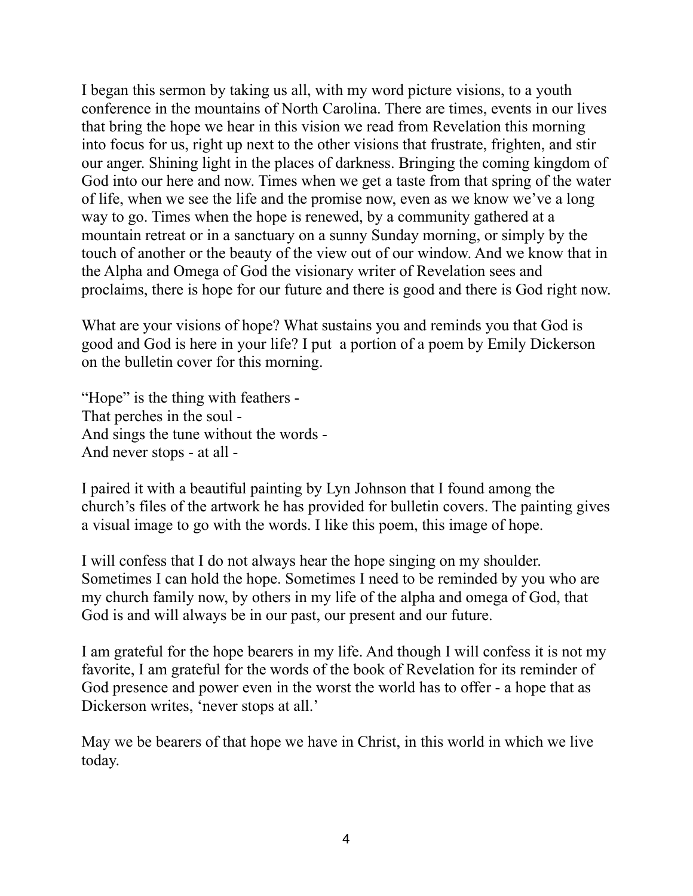I began this sermon by taking us all, with my word picture visions, to a youth conference in the mountains of North Carolina. There are times, events in our lives that bring the hope we hear in this vision we read from Revelation this morning into focus for us, right up next to the other visions that frustrate, frighten, and stir our anger. Shining light in the places of darkness. Bringing the coming kingdom of God into our here and now. Times when we get a taste from that spring of the water of life, when we see the life and the promise now, even as we know we've a long way to go. Times when the hope is renewed, by a community gathered at a mountain retreat or in a sanctuary on a sunny Sunday morning, or simply by the touch of another or the beauty of the view out of our window. And we know that in the Alpha and Omega of God the visionary writer of Revelation sees and proclaims, there is hope for our future and there is good and there is God right now.

What are your visions of hope? What sustains you and reminds you that God is good and God is here in your life? I put a portion of a poem by Emily Dickerson on the bulletin cover for this morning.

"Hope" is the thing with feathers -  
That perches in the soul -  
And sings the tune without the words -  
And never stops - at all -

I paired it with a beautiful painting by Lyn Johnson that I found among the church's files of the artwork he has provided for bulletin covers. The painting gives a visual image to go with the words. I like this poem, this image of hope.

I will confess that I do not always hear the hope singing on my shoulder. Sometimes I can hold the hope. Sometimes I need to be reminded by you who are my church family now, by others in my life of the alpha and omega of God, that God is and will always be in our past, our present and our future.

I am grateful for the hope bearers in my life. And though I will confess it is not my favorite, I am grateful for the words of the book of Revelation for its reminder of God presence and power even in the worst the world has to offer - a hope that as Dickerson writes, 'never stops at all.'

May we be bearers of that hope we have in Christ, in this world in which we live today.